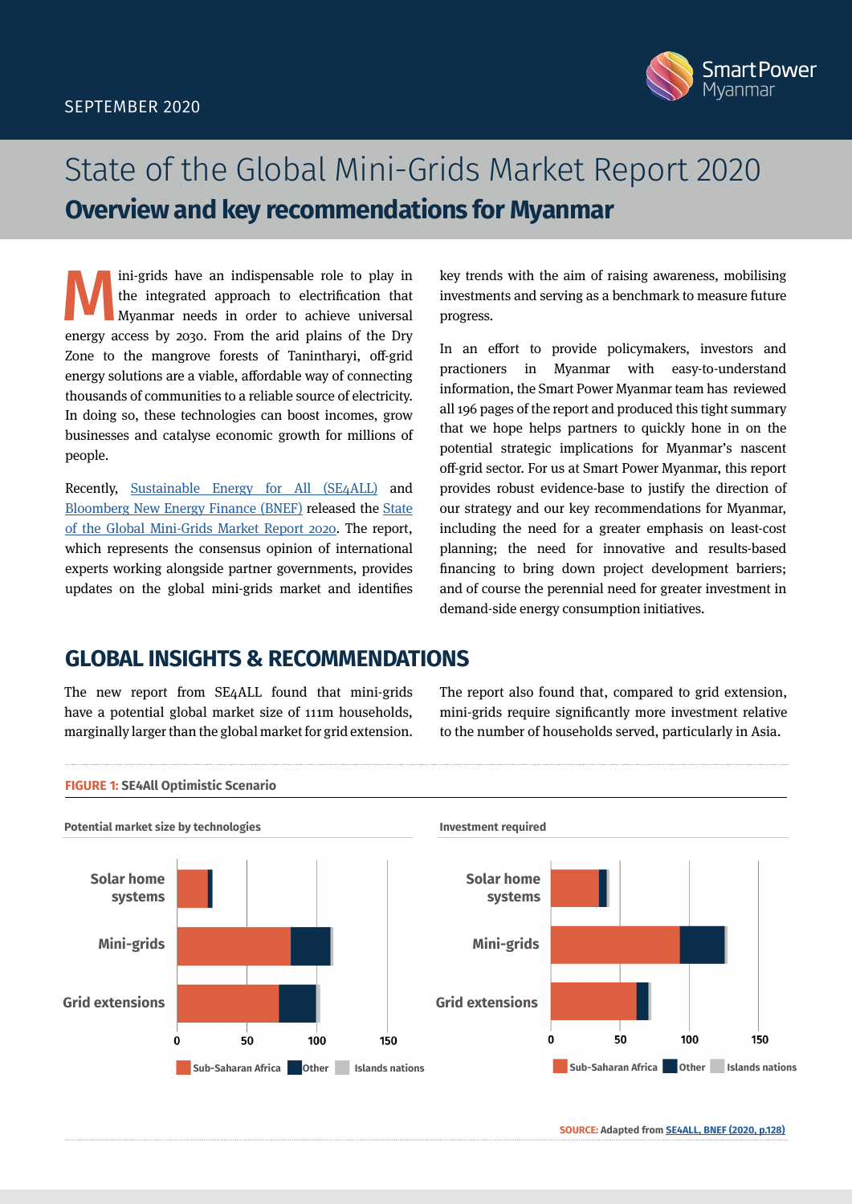SEPTEMBER 2020

# State of the Global Mini-Grids Market Report 2020

## Overview and key recommendations for Myanmar

Mini-grids have an indispensable role to play in the integrated approach to electrification that Myanmar needs in order to achieve universal energy access by 2030. From the arid plains of the Dry Zone to the mangrove forests of Tanintharyi, off-grid energy solutions are a viable, affordable way of connecting thousands of communities to a reliable source of electricity. In doing so, these technologies can boost incomes, grow businesses and catalyse economic growth for millions of people.

Recently, [Sustainable Energy for All (SE4ALL)] and [Bloomberg New Energy Finance (BNEF)] released the [State of the Global Mini-Grids Market Report 2020]. The report, which represents the consensus opinion of international experts working alongside partner governments, provides updates on the global mini-grids market and identifies key trends with the aim of raising awareness, mobilising investments and serving as a benchmark to measure future progress.

In an effort to provide policymakers, investors and practioners in Myanmar with easy-to-understand information, the Smart Power Myanmar team has reviewed all 196 pages of the report and produced this tight summary that we hope helps partners to quickly hone in on the potential strategic implications for Myanmar's nascent off-grid sector. For us at Smart Power Myanmar, this report provides robust evidence-base to justify the direction of our strategy and our key recommendations for Myanmar, including the need for a greater emphasis on least-cost planning; the need for innovative and results-based financing to bring down project development barriers; and of course the perennial need for greater investment in demand-side energy consumption initiatives.

## GLOBAL INSIGHTS & RECOMMENDATIONS

The new report from SE4ALL found that mini-grids have a potential global market size of 111m households, marginally larger than the global market for grid extension.

The report also found that, compared to grid extension, mini-grids require significantly more investment relative to the number of households served, particularly in Asia.

**FIGURE 1:** SE4All Optimistic Scenario

**Potential market size by technologies**

| Technology | Sub-Saharan Africa | Other | Islands nations |
|---|---|---|---|
| Solar home systems | ~22 | ~3 | – |
| Mini-grids | ~81 | ~29 | ~1 |
| Grid extensions | ~73 | ~27 | ~2 |

**Investment required**

| Technology | Sub-Saharan Africa | Other | Islands nations |
|---|---|---|---|
| Solar home systems | ~35 | ~6 | ~2 |
| Mini-grids | ~93 | ~33 | ~1 |
| Grid extensions | ~62 | ~9 | ~1 |

**SOURCE:** Adapted from [SE4ALL, BNEF (2020, p.128)]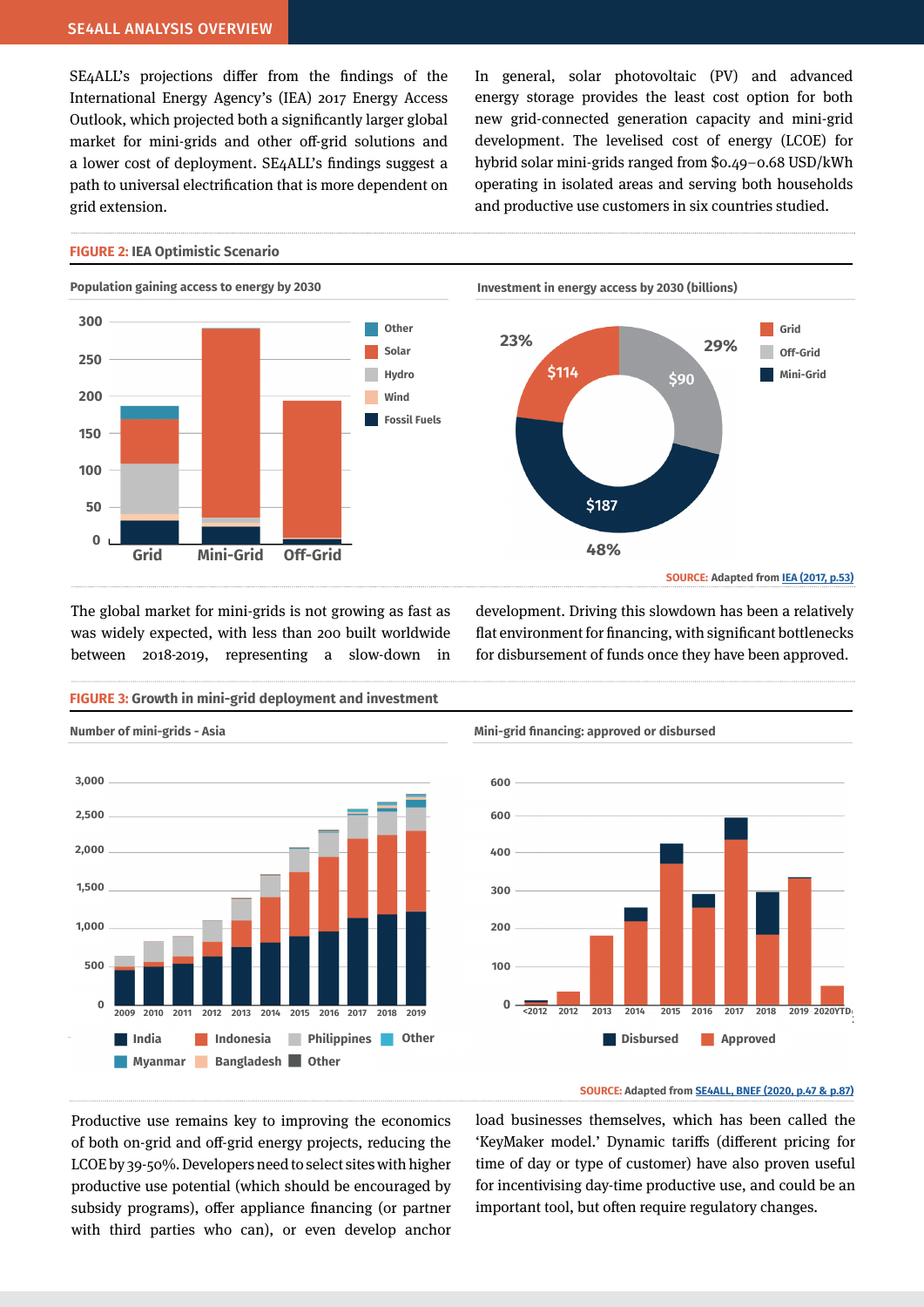SE4ALL's projections differ from the findings of the International Energy Agency's (IEA) 2017 Energy Access Outlook, which projected both a significantly larger global market for mini-grids and other off-grid solutions and a lower cost of deployment. SE4ALL's findings suggest a path to universal electrification that is more dependent on grid extension.

In general, solar photovoltaic (PV) and advanced energy storage provides the least cost option for both new grid-connected generation capacity and mini-grid development. The levelised cost of energy (LCOE) for hybrid solar mini-grids ranged from $0.49–0.68 USD/kWh operating in isolated areas and serving both households and productive use customers in six countries studied.

**FIGURE 2:** IEA Optimistic Scenario

Population gaining access to energy by 2030

Investment in energy access by 2030 (billions)

| Category | Investment (billions) | Share |
|---|---|---|
| Grid | $114 | 23% |
| Off-Grid | $90 | 29% |
| Mini-Grid | $187 | 48% |

**SOURCE:** Adapted from IEA (2017, p.53)

The global market for mini-grids is not growing as fast as was widely expected, with less than 200 built worldwide between 2018-2019, representing a slow-down in development. Driving this slowdown has been a relatively flat environment for financing, with significant bottlenecks for disbursement of funds once they have been approved.

**FIGURE 3:** Growth in mini-grid deployment and investment

Number of mini-grids - Asia

Mini-grid financing: approved or disbursed

**SOURCE:** Adapted from SE4ALL, BNEF (2020, p.47 & p.87)

Productive use remains key to improving the economics of both on-grid and off-grid energy projects, reducing the LCOE by 39-50%. Developers need to select sites with higher productive use potential (which should be encouraged by subsidy programs), offer appliance financing (or partner with third parties who can), or even develop anchor load businesses themselves, which has been called the 'KeyMaker model.' Dynamic tariffs (different pricing for time of day or type of customer) have also proven useful for incentivising day-time productive use, and could be an important tool, but often require regulatory changes.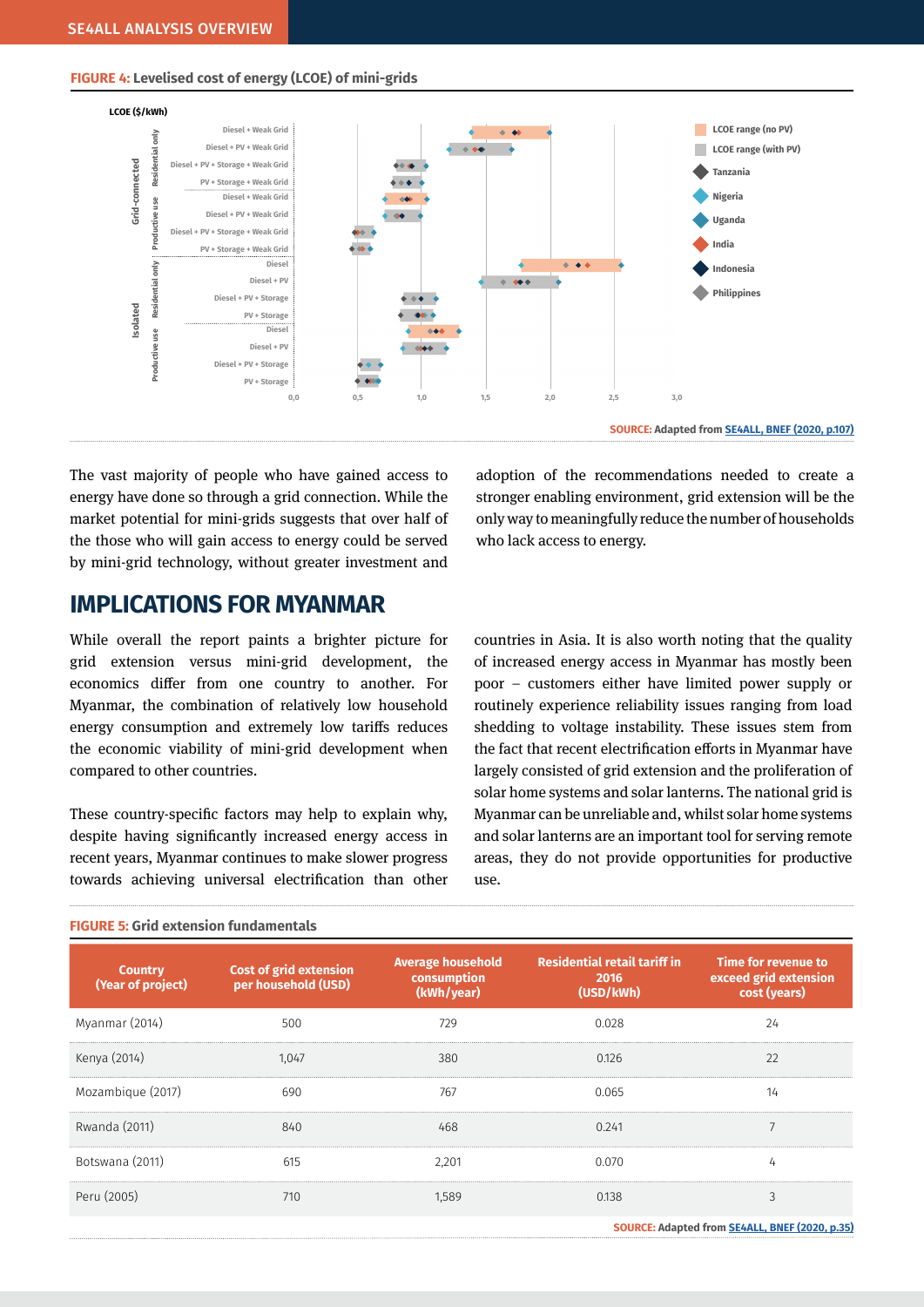**FIGURE 4:** Levelised cost of energy (LCOE) of mini-grids

SOURCE: Adapted from SE4ALL, BNEF (2020, p.107)

The vast majority of people who have gained access to energy have done so through a grid connection. While the market potential for mini-grids suggests that over half of the those who will gain access to energy could be served by mini-grid technology, without greater investment and adoption of the recommendations needed to create a stronger enabling environment, grid extension will be the only way to meaningfully reduce the number of households who lack access to energy.

## IMPLICATIONS FOR MYANMAR

While overall the report paints a brighter picture for grid extension versus mini-grid development, the economics differ from one country to another. For Myanmar, the combination of relatively low household energy consumption and extremely low tariffs reduces the economic viability of mini-grid development when compared to other countries.

These country-specific factors may help to explain why, despite having significantly increased energy access in recent years, Myanmar continues to make slower progress towards achieving universal electrification than other countries in Asia. It is also worth noting that the quality of increased energy access in Myanmar has mostly been poor – customers either have limited power supply or routinely experience reliability issues ranging from load shedding to voltage instability. These issues stem from the fact that recent electrification efforts in Myanmar have largely consisted of grid extension and the proliferation of solar home systems and solar lanterns. The national grid is Myanmar can be unreliable and, whilst solar home systems and solar lanterns are an important tool for serving remote areas, they do not provide opportunities for productive use.

**FIGURE 5:** Grid extension fundamentals

| Country (Year of project) | Cost of grid extension per household (USD) | Average household consumption (kWh/year) | Residential retail tariff in 2016 (USD/kWh) | Time for revenue to exceed grid extension cost (years) |
|---|---|---|---|---|
| Myanmar (2014) | 500 | 729 | 0.028 | 24 |
| Kenya (2014) | 1,047 | 380 | 0.126 | 22 |
| Mozambique (2017) | 690 | 767 | 0.065 | 14 |
| Rwanda (2011) | 840 | 468 | 0.241 | 7 |
| Botswana (2011) | 615 | 2,201 | 0.070 | 4 |
| Peru (2005) | 710 | 1,589 | 0.138 | 3 |

SOURCE: Adapted from SE4ALL, BNEF (2020, p.35)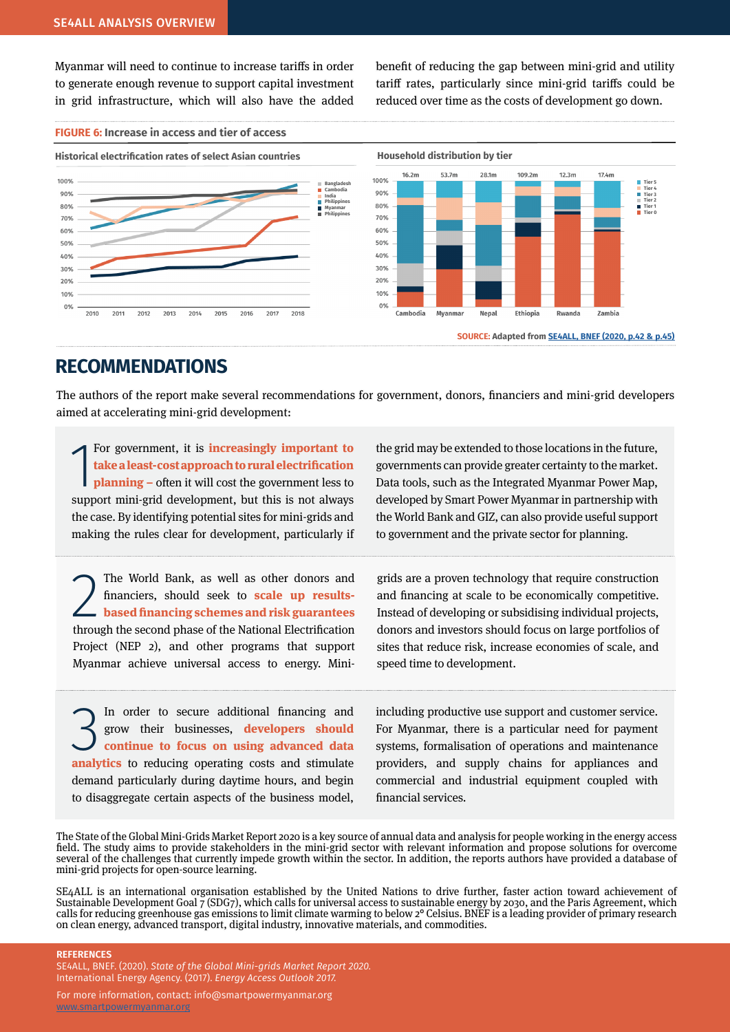Myanmar will need to continue to increase tariffs in order to generate enough revenue to support capital investment in grid infrastructure, which will also have the added benefit of reducing the gap between mini-grid and utility tariff rates, particularly since mini-grid tariffs could be reduced over time as the costs of development go down.

**FIGURE 6:** **Increase in access and tier of access**

**Historical electrification rates of select Asian countries**

100%
90%
80%
70%
60%
50%
40%
30%
20%
10%
0%

2010 2011 2012 2013 2014 2015 2016 2017 2018

Bangladesh
Cambodia
India
Philippines
Myanmar
Philippines

**Household distribution by tier**

16.2m 53.7m 28.1m 109.2m 12.3m 17.4m

100%
90%
80%
70%
60%
50%
40%
30%
20%
10%
0%

Cambodia Myanmar Nepal Ethiopia Rwanda Zambia

Tier 5
Tier 4
Tier 3
Tier 2
Tier 1
Tier 0

**SOURCE:** **Adapted from SE4ALL, BNEF (2020, p.42 & p.45)**

## RECOMMENDATIONS

The authors of the report make several recommendations for government, donors, financiers and mini-grid developers aimed at accelerating mini-grid development:

1. For government, it is **increasingly important to take a least-cost approach to rural electrification planning –** often it will cost the government less to support mini-grid development, but this is not always the case. By identifying potential sites for mini-grids and making the rules clear for development, particularly if the grid may be extended to those locations in the future, governments can provide greater certainty to the market. Data tools, such as the Integrated Myanmar Power Map, developed by Smart Power Myanmar in partnership with the World Bank and GIZ, can also provide useful support to government and the private sector for planning.

2. The World Bank, as well as other donors and financiers, should seek to **scale up results-based financing schemes and risk guarantees** through the second phase of the National Electrification Project (NEP 2), and other programs that support Myanmar achieve universal access to energy. Mini-grids are a proven technology that require construction and financing at scale to be economically competitive. Instead of developing or subsidising individual projects, donors and investors should focus on large portfolios of sites that reduce risk, increase economies of scale, and speed time to development.

3. In order to secure additional financing and grow their businesses, **developers should continue to focus on using advanced data analytics** to reducing operating costs and stimulate demand particularly during daytime hours, and begin to disaggregate certain aspects of the business model, including productive use support and customer service. For Myanmar, there is a particular need for payment systems, formalisation of operations and maintenance providers, and supply chains for appliances and commercial and industrial equipment coupled with financial services.

The State of the Global Mini-Grids Market Report 2020 is a key source of annual data and analysis for people working in the energy access field. The study aims to provide stakeholders in the mini-grid sector with relevant information and propose solutions for overcome several of the challenges that currently impede growth within the sector. In addition, the reports authors have provided a database of mini-grid projects for open-source learning.

SE4ALL is an international organisation established by the United Nations to drive further, faster action toward achievement of Sustainable Development Goal 7 (SDG7), which calls for universal access to sustainable energy by 2030, and the Paris Agreement, which calls for reducing greenhouse gas emissions to limit climate warming to below 2° Celsius. BNEF is a leading provider of primary research on clean energy, advanced transport, digital industry, innovative materials, and commodities.

**REFERENCES**

SE4ALL, BNEF. (2020). *State of the Global Mini-grids Market Report 2020.*
International Energy Agency. (2017). *Energy Access Outlook 2017.*

For more information, contact: info@smartpowermyanmar.org
www.smartpowermyanmar.org